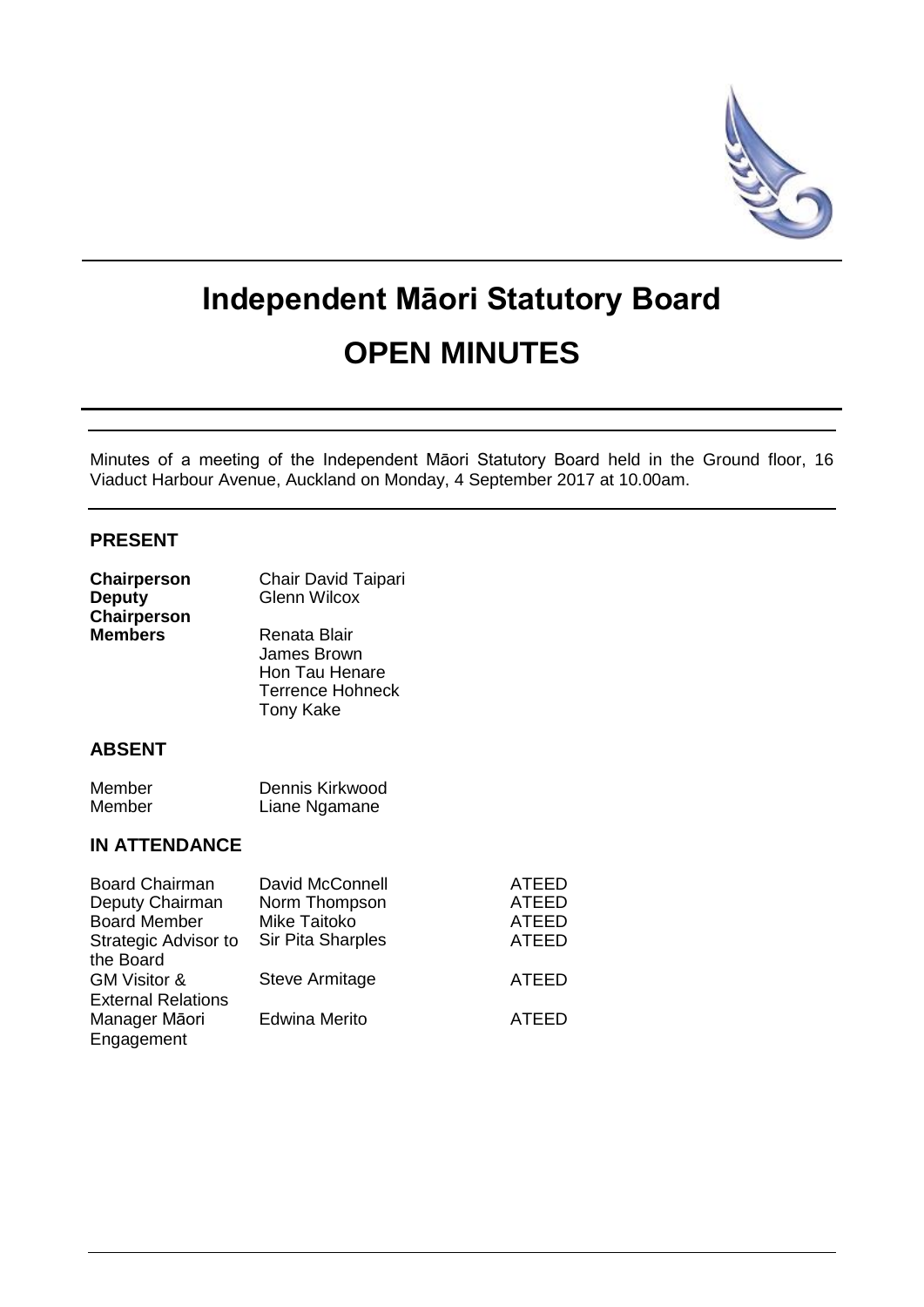# Independent Māori Statutory Board

# OPEN MINUTES

Minutes of a meeting of the Independent Māori Statutory Board held in the Ground floor, 16 Viaduct Harbour Avenue, Auckland on Monday, 4 September 2017 at 10.00am.

## PRESENT

| | |
|---|---|
| **Chairperson** | Chair David Taipari |
| **Deputy Chairperson** | Glenn Wilcox |
| **Members** | Renata Blair |
| | James Brown |
| | Hon Tau Henare |
| | Terrence Hohneck |
| | Tony Kake |

## ABSENT

| | |
|---|---|
| Member | Dennis Kirkwood |
| Member | Liane Ngamane |

## IN ATTENDANCE

| | | |
|---|---|---|
| Board Chairman | David McConnell | ATEED |
| Deputy Chairman | Norm Thompson | ATEED |
| Board Member | Mike Taitoko | ATEED |
| Strategic Advisor to the Board | Sir Pita Sharples | ATEED |
| GM Visitor & External Relations | Steve Armitage | ATEED |
| Manager Māori Engagement | Edwina Merito | ATEED |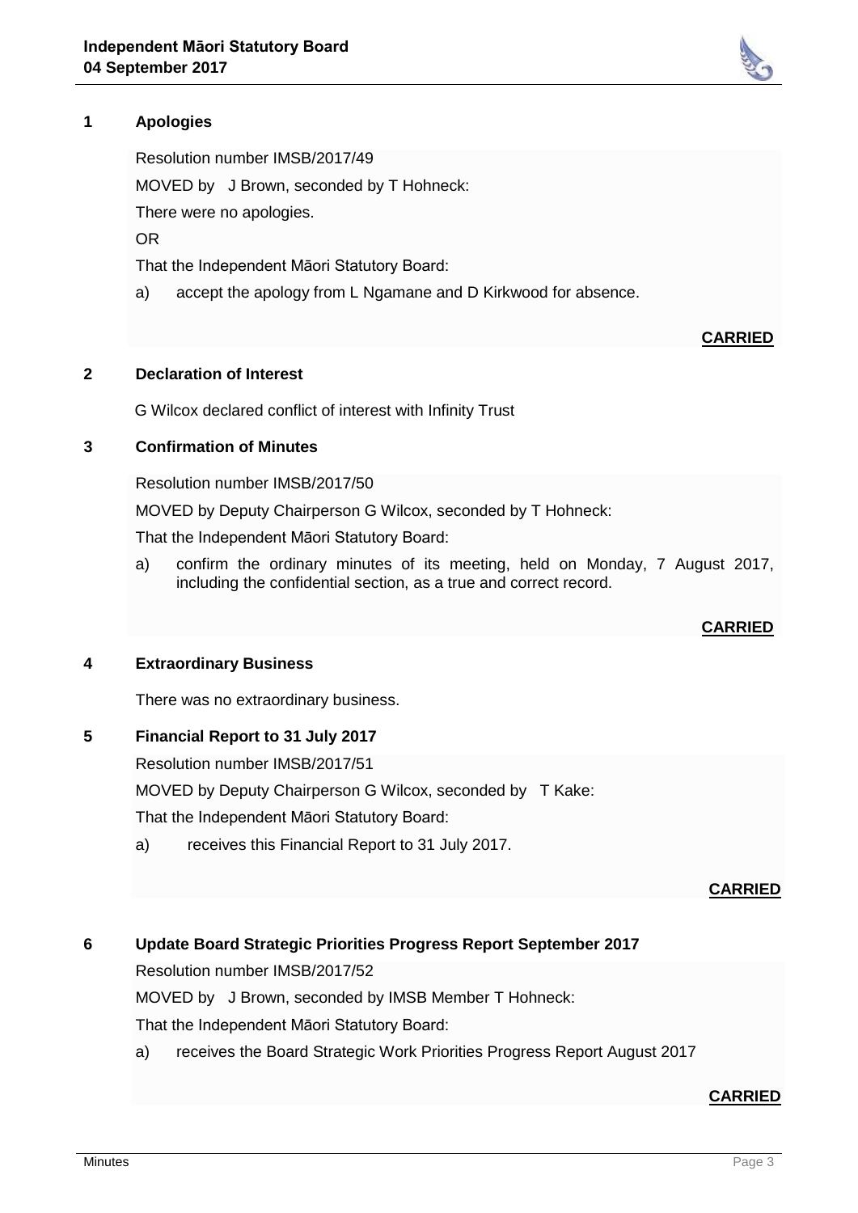## 1 Apologies

Resolution number IMSB/2017/49

MOVED by J Brown, seconded by T Hohneck:

There were no apologies.

OR

That the Independent Māori Statutory Board:

a) accept the apology from L Ngamane and D Kirkwood for absence.

**CARRIED**

## 2 Declaration of Interest

G Wilcox declared conflict of interest with Infinity Trust

## 3 Confirmation of Minutes

Resolution number IMSB/2017/50

MOVED by Deputy Chairperson G Wilcox, seconded by T Hohneck:

That the Independent Māori Statutory Board:

a) confirm the ordinary minutes of its meeting, held on Monday, 7 August 2017, including the confidential section, as a true and correct record.

**CARRIED**

## 4 Extraordinary Business

There was no extraordinary business.

## 5 Financial Report to 31 July 2017

Resolution number IMSB/2017/51

MOVED by Deputy Chairperson G Wilcox, seconded by T Kake:

That the Independent Māori Statutory Board:

a) receives this Financial Report to 31 July 2017.

**CARRIED**

## 6 Update Board Strategic Priorities Progress Report September 2017

Resolution number IMSB/2017/52

MOVED by J Brown, seconded by IMSB Member T Hohneck:

That the Independent Māori Statutory Board:

a) receives the Board Strategic Work Priorities Progress Report August 2017

**CARRIED**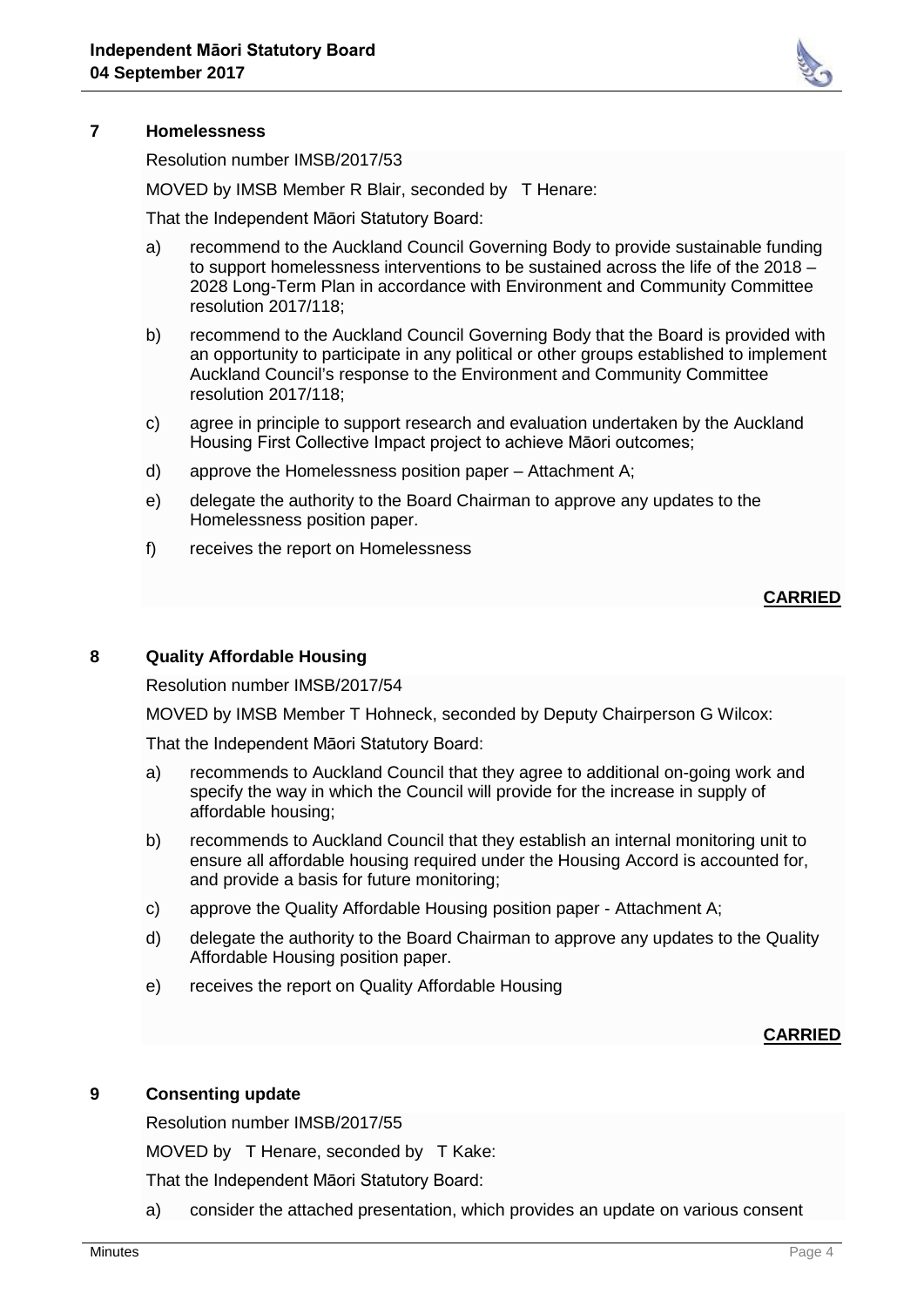## 7 Homelessness

Resolution number IMSB/2017/53

MOVED by IMSB Member R Blair, seconded by T Henare:

That the Independent Māori Statutory Board:

a) recommend to the Auckland Council Governing Body to provide sustainable funding to support homelessness interventions to be sustained across the life of the 2018 – 2028 Long-Term Plan in accordance with Environment and Community Committee resolution 2017/118;

b) recommend to the Auckland Council Governing Body that the Board is provided with an opportunity to participate in any political or other groups established to implement Auckland Council's response to the Environment and Community Committee resolution 2017/118;

c) agree in principle to support research and evaluation undertaken by the Auckland Housing First Collective Impact project to achieve Māori outcomes;

d) approve the Homelessness position paper – Attachment A;

e) delegate the authority to the Board Chairman to approve any updates to the Homelessness position paper.

f) receives the report on Homelessness

**CARRIED**

## 8 Quality Affordable Housing

Resolution number IMSB/2017/54

MOVED by IMSB Member T Hohneck, seconded by Deputy Chairperson G Wilcox:

That the Independent Māori Statutory Board:

a) recommends to Auckland Council that they agree to additional on-going work and specify the way in which the Council will provide for the increase in supply of affordable housing;

b) recommends to Auckland Council that they establish an internal monitoring unit to ensure all affordable housing required under the Housing Accord is accounted for, and provide a basis for future monitoring;

c) approve the Quality Affordable Housing position paper - Attachment A;

d) delegate the authority to the Board Chairman to approve any updates to the Quality Affordable Housing position paper.

e) receives the report on Quality Affordable Housing

**CARRIED**

## 9 Consenting update

Resolution number IMSB/2017/55

MOVED by T Henare, seconded by T Kake:

That the Independent Māori Statutory Board:

a) consider the attached presentation, which provides an update on various consent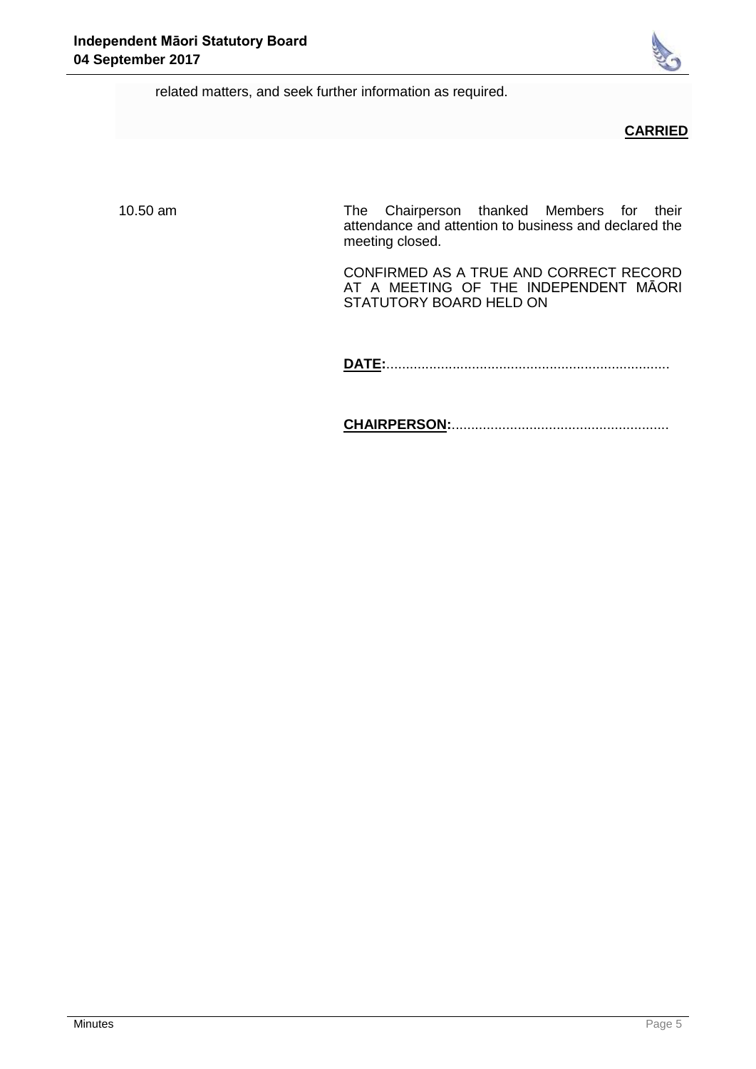related matters, and seek further information as required.

**CARRIED**

10.50 am The Chairperson thanked Members for their attendance and attention to business and declared the meeting closed.

CONFIRMED AS A TRUE AND CORRECT RECORD AT A MEETING OF THE INDEPENDENT MĀORI STATUTORY BOARD HELD ON

**DATE:**.........................................................................

**CHAIRPERSON:**........................................................